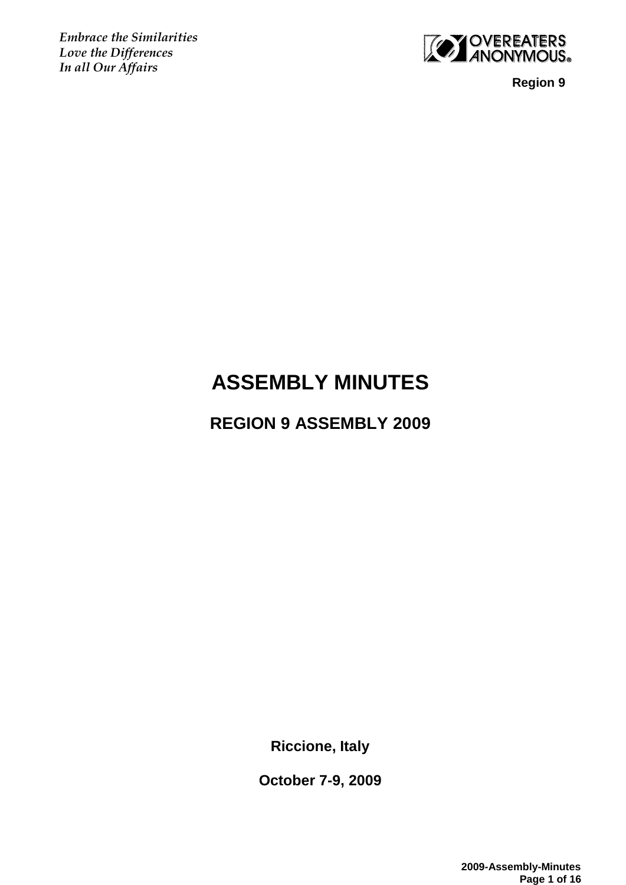*Embrace the Similarities*
*Love the Differences*
*In all Our Affairs*

OVEREATERS ANONYMOUS®

**Region 9**

# ASSEMBLY MINUTES

## REGION 9 ASSEMBLY 2009

**Riccione, Italy**

**October 7-9, 2009**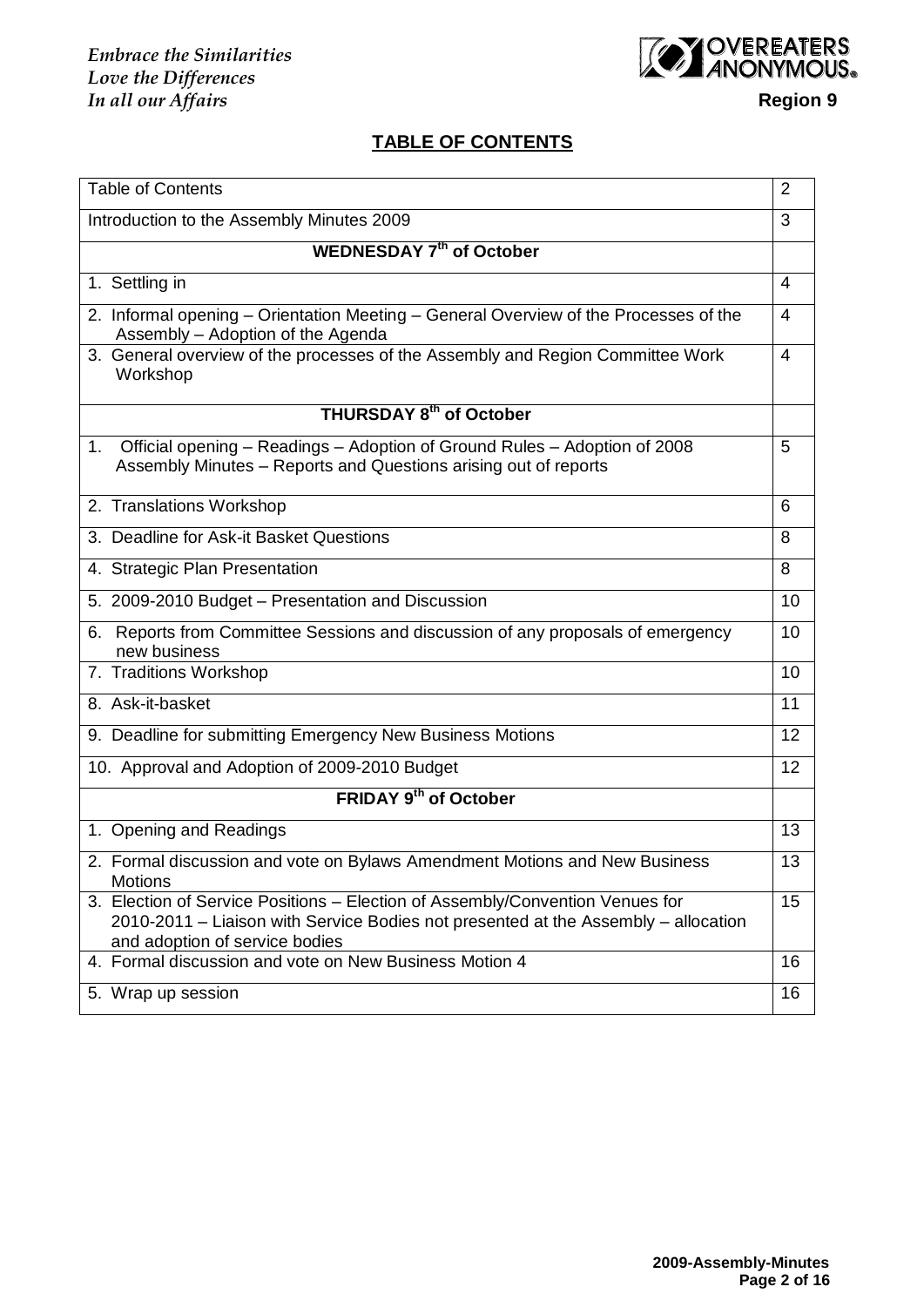*Embrace the Similarities*
*Love the Differences*
*In all our Affairs*

OVEREATERS ANONYMOUS®
**Region 9**

## TABLE OF CONTENTS

| | |
|---|---|
| Table of Contents | 2 |
| Introduction to the Assembly Minutes 2009 | 3 |
| **WEDNESDAY 7th of October** | |
| 1. Settling in | 4 |
| 2. Informal opening – Orientation Meeting – General Overview of the Processes of the Assembly – Adoption of the Agenda | 4 |
| 3. General overview of the processes of the Assembly and Region Committee Work Workshop | 4 |
| **THURSDAY 8th of October** | |
| 1. Official opening – Readings – Adoption of Ground Rules – Adoption of 2008 Assembly Minutes – Reports and Questions arising out of reports | 5 |
| 2. Translations Workshop | 6 |
| 3. Deadline for Ask-it Basket Questions | 8 |
| 4. Strategic Plan Presentation | 8 |
| 5. 2009-2010 Budget – Presentation and Discussion | 10 |
| 6. Reports from Committee Sessions and discussion of any proposals of emergency new business | 10 |
| 7. Traditions Workshop | 10 |
| 8. Ask-it-basket | 11 |
| 9. Deadline for submitting Emergency New Business Motions | 12 |
| 10. Approval and Adoption of 2009-2010 Budget | 12 |
| **FRIDAY 9th of October** | |
| 1. Opening and Readings | 13 |
| 2. Formal discussion and vote on Bylaws Amendment Motions and New Business Motions | 13 |
| 3. Election of Service Positions – Election of Assembly/Convention Venues for 2010-2011 – Liaison with Service Bodies not presented at the Assembly – allocation and adoption of service bodies | 15 |
| 4. Formal discussion and vote on New Business Motion 4 | 16 |
| 5. Wrap up session | 16 |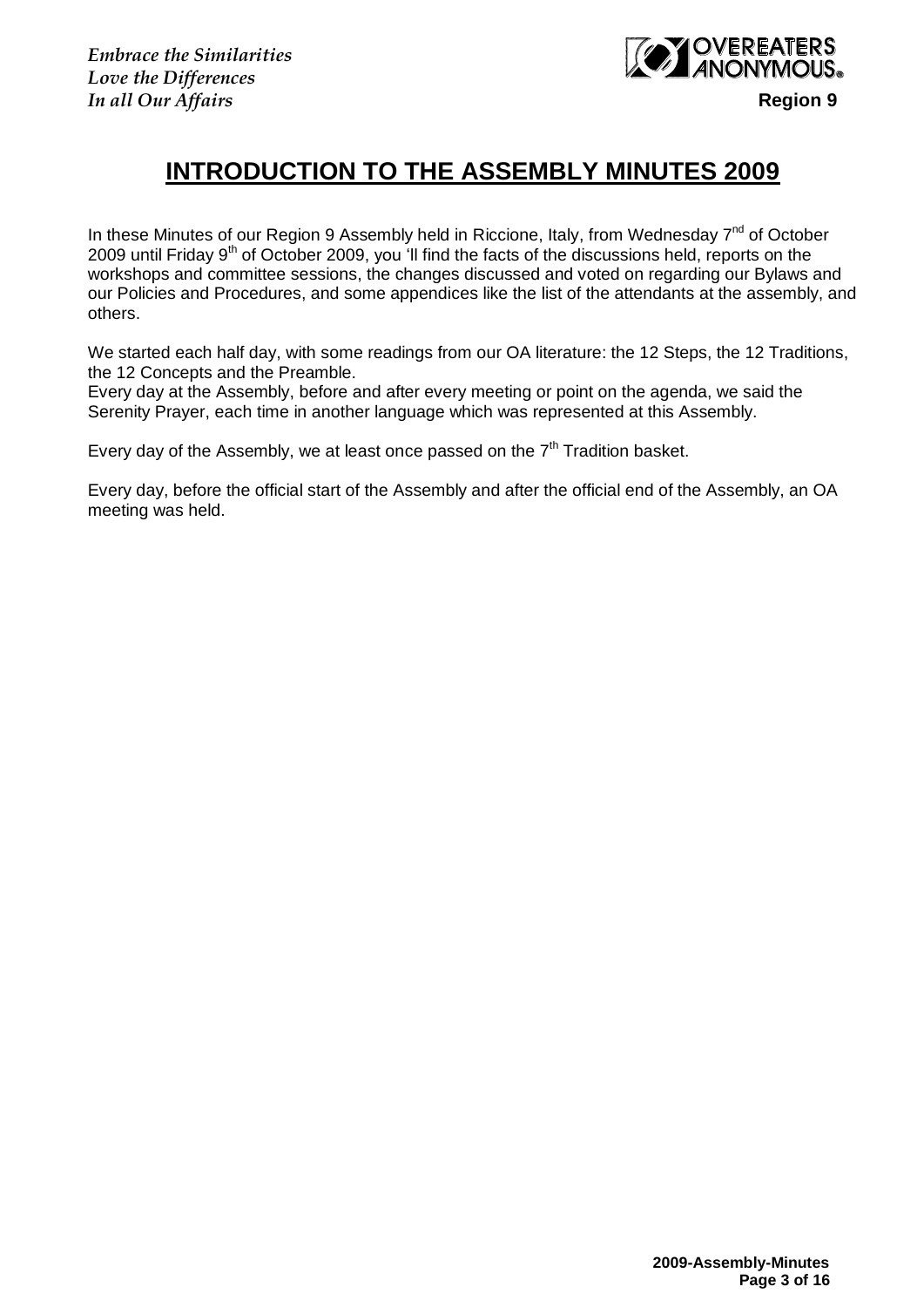# INTRODUCTION TO THE ASSEMBLY MINUTES 2009

In these Minutes of our Region 9 Assembly held in Riccione, Italy, from Wednesday 7[nd] of October 2009 until Friday 9[th] of October 2009, you 'll find the facts of the discussions held, reports on the workshops and committee sessions, the changes discussed and voted on regarding our Bylaws and our Policies and Procedures, and some appendices like the list of the attendants at the assembly, and others.

We started each half day, with some readings from our OA literature: the 12 Steps, the 12 Traditions, the 12 Concepts and the Preamble.
Every day at the Assembly, before and after every meeting or point on the agenda, we said the Serenity Prayer, each time in another language which was represented at this Assembly.

Every day of the Assembly, we at least once passed on the 7[th] Tradition basket.

Every day, before the official start of the Assembly and after the official end of the Assembly, an OA meeting was held.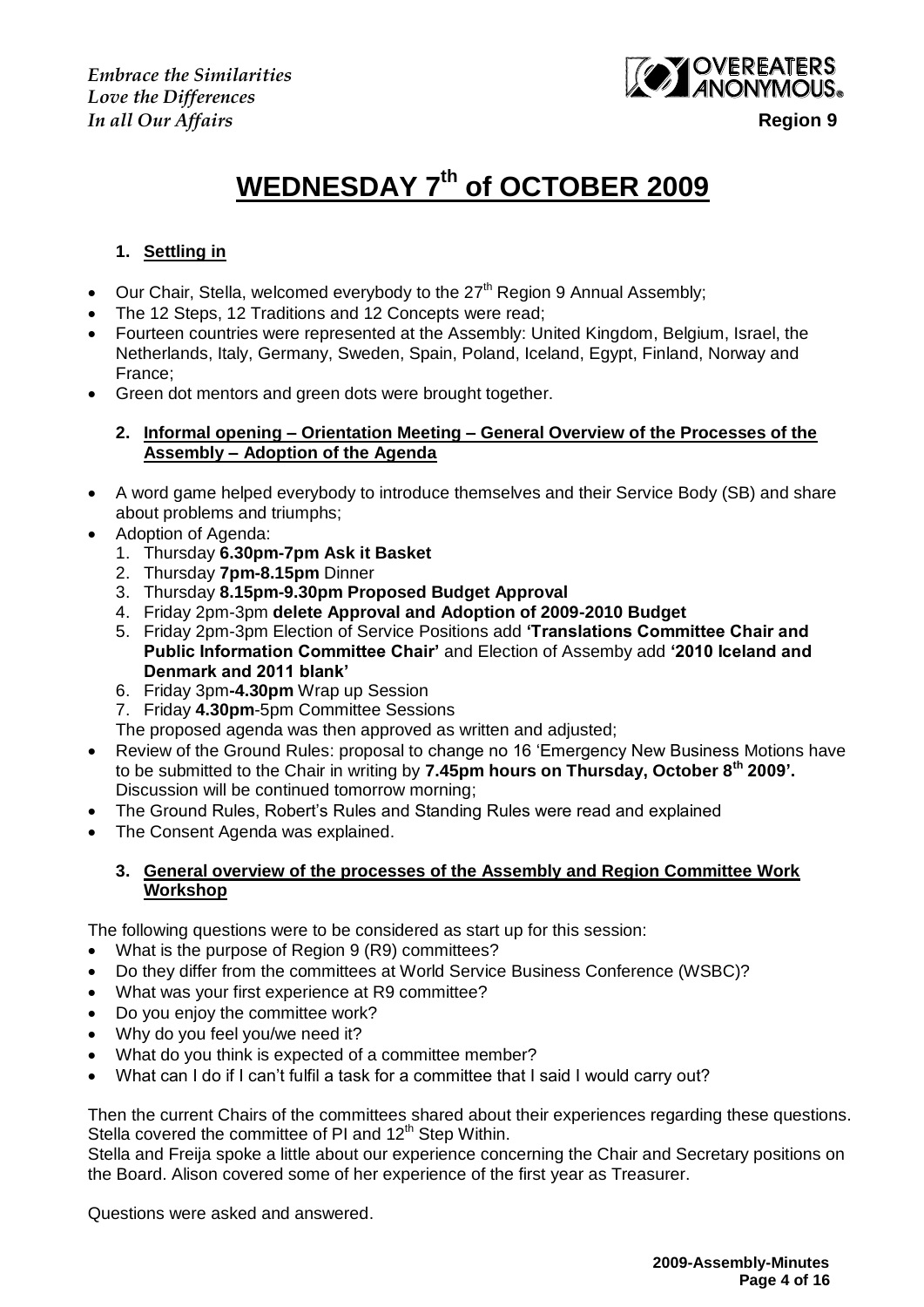*Embrace the Similarities*
*Love the Differences*
*In all Our Affairs*

OVEREATERS ANONYMOUS®
**Region 9**

# WEDNESDAY 7th of OCTOBER 2009

1. **Settling in**

- Our Chair, Stella, welcomed everybody to the 27th Region 9 Annual Assembly;
- The 12 Steps, 12 Traditions and 12 Concepts were read;
- Fourteen countries were represented at the Assembly: United Kingdom, Belgium, Israel, the Netherlands, Italy, Germany, Sweden, Spain, Poland, Iceland, Egypt, Finland, Norway and France;
- Green dot mentors and green dots were brought together.

2. **Informal opening – Orientation Meeting – General Overview of the Processes of the Assembly – Adoption of the Agenda**

- A word game helped everybody to introduce themselves and their Service Body (SB) and share about problems and triumphs;
- Adoption of Agenda:
  1. Thursday **6.30pm-7pm Ask it Basket**
  2. Thursday **7pm-8.15pm** Dinner
  3. Thursday **8.15pm-9.30pm Proposed Budget Approval**
  4. Friday 2pm-3pm **delete Approval and Adoption of 2009-2010 Budget**
  5. Friday 2pm-3pm Election of Service Positions add **'Translations Committee Chair and Public Information Committee Chair'** and Election of Assemby add **'2010 Iceland and Denmark and 2011 blank'**
  6. Friday 3pm**-4.30pm** Wrap up Session
  7. Friday **4.30pm**-5pm Committee Sessions

  The proposed agenda was then approved as written and adjusted;
- Review of the Ground Rules: proposal to change no 16 'Emergency New Business Motions have to be submitted to the Chair in writing by **7.45pm hours on Thursday, October 8th 2009'.** Discussion will be continued tomorrow morning;
- The Ground Rules, Robert's Rules and Standing Rules were read and explained
- The Consent Agenda was explained.

3. **General overview of the processes of the Assembly and Region Committee Work Workshop**

The following questions were to be considered as start up for this session:

- What is the purpose of Region 9 (R9) committees?
- Do they differ from the committees at World Service Business Conference (WSBC)?
- What was your first experience at R9 committee?
- Do you enjoy the committee work?
- Why do you feel you/we need it?
- What do you think is expected of a committee member?
- What can I do if I can't fulfil a task for a committee that I said I would carry out?

Then the current Chairs of the committees shared about their experiences regarding these questions. Stella covered the committee of PI and 12th Step Within.
Stella and Freija spoke a little about our experience concerning the Chair and Secretary positions on the Board. Alison covered some of her experience of the first year as Treasurer.

Questions were asked and answered.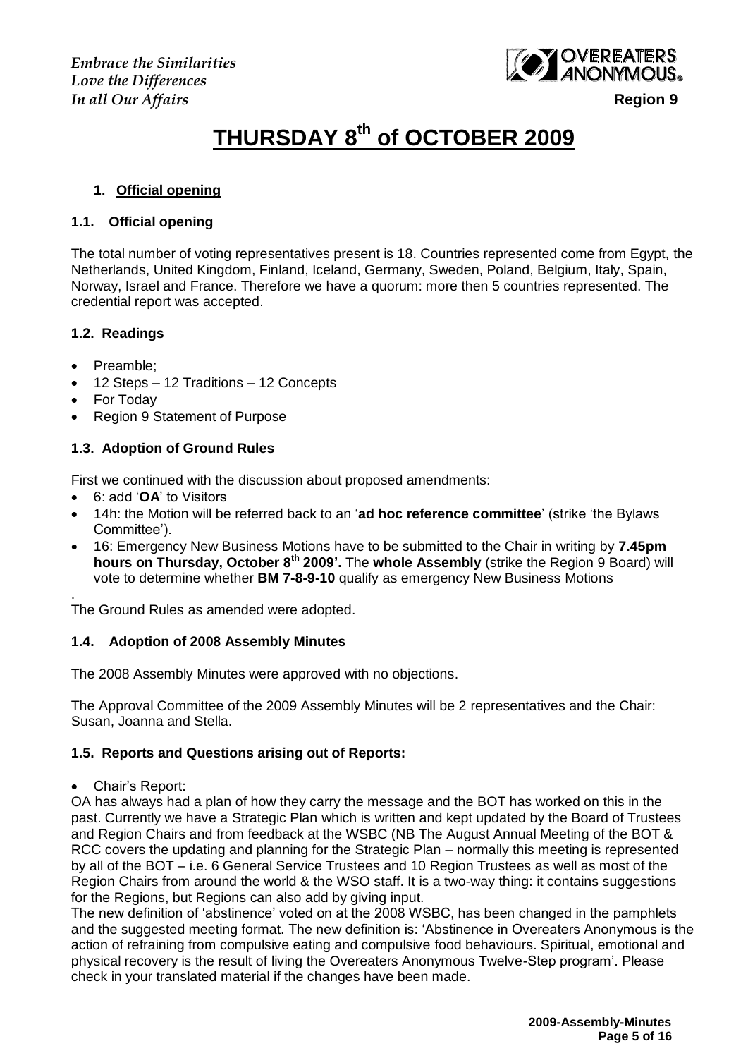*Embrace the Similarities*
*Love the Differences*
*In all Our Affairs*

**Region 9**

# THURSDAY 8th of OCTOBER 2009

## 1. Official opening

### 1.1. Official opening

The total number of voting representatives present is 18. Countries represented come from Egypt, the Netherlands, United Kingdom, Finland, Iceland, Germany, Sweden, Poland, Belgium, Italy, Spain, Norway, Israel and France. Therefore we have a quorum: more then 5 countries represented. The credential report was accepted.

### 1.2. Readings

- Preamble;
- 12 Steps – 12 Traditions – 12 Concepts
- For Today
- Region 9 Statement of Purpose

### 1.3. Adoption of Ground Rules

First we continued with the discussion about proposed amendments:

- 6: add '**OA**' to Visitors
- 14h: the Motion will be referred back to an '**ad hoc reference committee**' (strike 'the Bylaws Committee').
- 16: Emergency New Business Motions have to be submitted to the Chair in writing by **7.45pm hours on Thursday, October 8th 2009'.** The **whole Assembly** (strike the Region 9 Board) will vote to determine whether **BM 7-8-9-10** qualify as emergency New Business Motions

.
The Ground Rules as amended were adopted.

### 1.4. Adoption of 2008 Assembly Minutes

The 2008 Assembly Minutes were approved with no objections.

The Approval Committee of the 2009 Assembly Minutes will be 2 representatives and the Chair: Susan, Joanna and Stella.

### 1.5. Reports and Questions arising out of Reports:

- Chair's Report:

OA has always had a plan of how they carry the message and the BOT has worked on this in the past. Currently we have a Strategic Plan which is written and kept updated by the Board of Trustees and Region Chairs and from feedback at the WSBC (NB The August Annual Meeting of the BOT & RCC covers the updating and planning for the Strategic Plan – normally this meeting is represented by all of the BOT – i.e. 6 General Service Trustees and 10 Region Trustees as well as most of the Region Chairs from around the world & the WSO staff. It is a two-way thing: it contains suggestions for the Regions, but Regions can also add by giving input.

The new definition of 'abstinence' voted on at the 2008 WSBC, has been changed in the pamphlets and the suggested meeting format. The new definition is: 'Abstinence in Overeaters Anonymous is the action of refraining from compulsive eating and compulsive food behaviours. Spiritual, emotional and physical recovery is the result of living the Overeaters Anonymous Twelve-Step program'. Please check in your translated material if the changes have been made.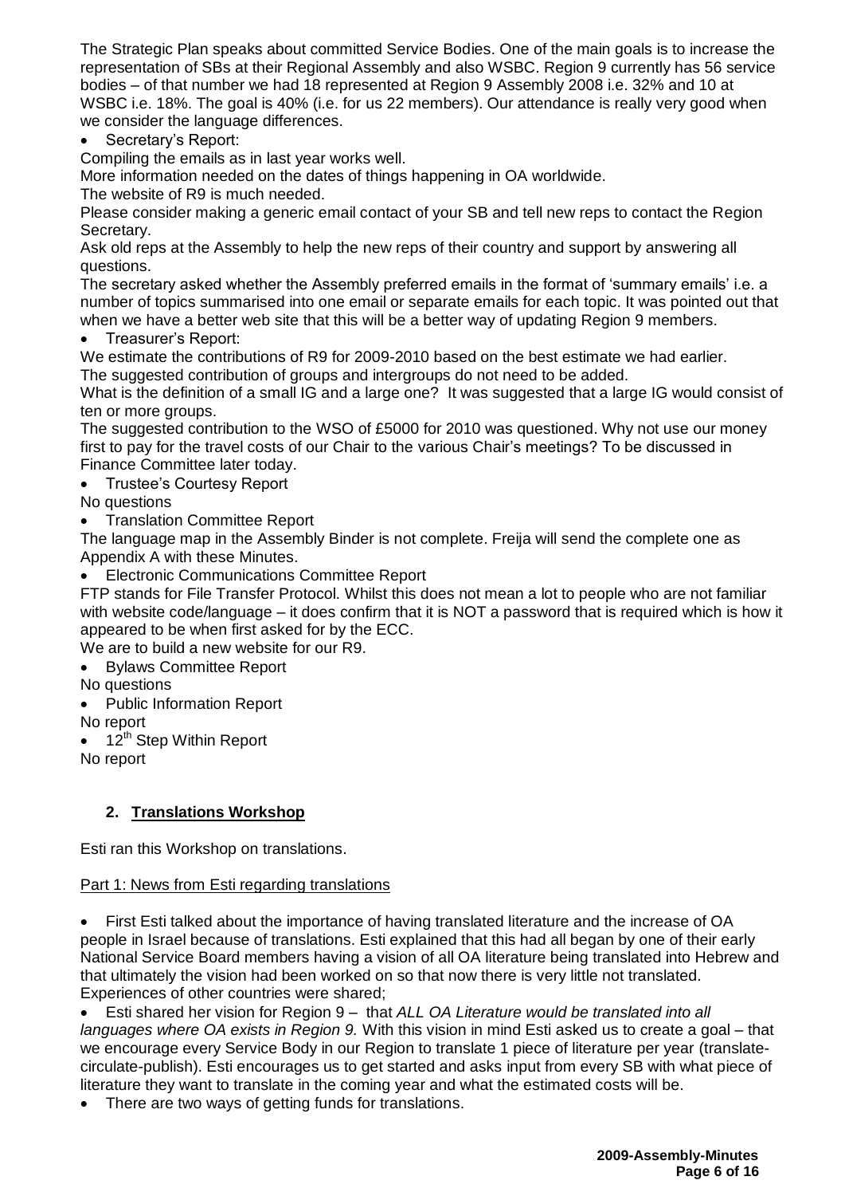The Strategic Plan speaks about committed Service Bodies. One of the main goals is to increase the representation of SBs at their Regional Assembly and also WSBC. Region 9 currently has 56 service bodies – of that number we had 18 represented at Region 9 Assembly 2008 i.e. 32% and 10 at WSBC i.e. 18%. The goal is 40% (i.e. for us 22 members). Our attendance is really very good when we consider the language differences.

- Secretary's Report:

Compiling the emails as in last year works well.
More information needed on the dates of things happening in OA worldwide.
The website of R9 is much needed.
Please consider making a generic email contact of your SB and tell new reps to contact the Region Secretary.
Ask old reps at the Assembly to help the new reps of their country and support by answering all questions.
The secretary asked whether the Assembly preferred emails in the format of 'summary emails' i.e. a number of topics summarised into one email or separate emails for each topic. It was pointed out that when we have a better web site that this will be a better way of updating Region 9 members.

- Treasurer's Report:

We estimate the contributions of R9 for 2009-2010 based on the best estimate we had earlier.
The suggested contribution of groups and intergroups do not need to be added.
What is the definition of a small IG and a large one? It was suggested that a large IG would consist of ten or more groups.
The suggested contribution to the WSO of £5000 for 2010 was questioned. Why not use our money first to pay for the travel costs of our Chair to the various Chair's meetings? To be discussed in Finance Committee later today.

- Trustee's Courtesy Report

No questions

- Translation Committee Report

The language map in the Assembly Binder is not complete. Freija will send the complete one as Appendix A with these Minutes.

- Electronic Communications Committee Report

FTP stands for File Transfer Protocol. Whilst this does not mean a lot to people who are not familiar with website code/language – it does confirm that it is NOT a password that is required which is how it appeared to be when first asked for by the ECC.
We are to build a new website for our R9.

- Bylaws Committee Report

No questions

- Public Information Report

No report

- 12th Step Within Report

No report

## 2. Translations Workshop

Esti ran this Workshop on translations.

Part 1: News from Esti regarding translations

- First Esti talked about the importance of having translated literature and the increase of OA people in Israel because of translations. Esti explained that this had all began by one of their early National Service Board members having a vision of all OA literature being translated into Hebrew and that ultimately the vision had been worked on so that now there is very little not translated. Experiences of other countries were shared;
- Esti shared her vision for Region 9 – that *ALL OA Literature would be translated into all languages where OA exists in Region 9.* With this vision in mind Esti asked us to create a goal – that we encourage every Service Body in our Region to translate 1 piece of literature per year (translate-circulate-publish). Esti encourages us to get started and asks input from every SB with what piece of literature they want to translate in the coming year and what the estimated costs will be.
- There are two ways of getting funds for translations.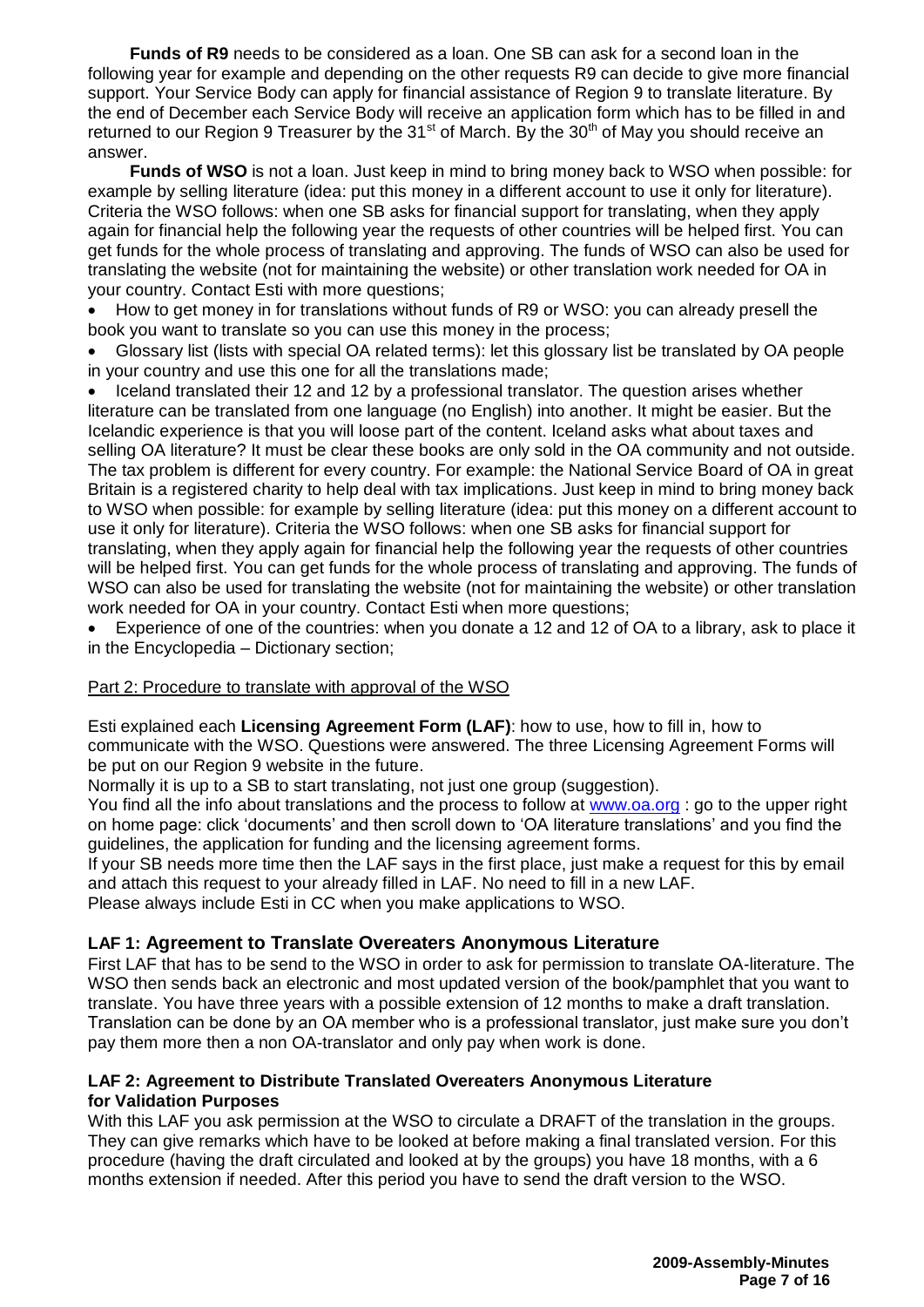**Funds of R9** needs to be considered as a loan. One SB can ask for a second loan in the following year for example and depending on the other requests R9 can decide to give more financial support. Your Service Body can apply for financial assistance of Region 9 to translate literature. By the end of December each Service Body will receive an application form which has to be filled in and returned to our Region 9 Treasurer by the 31st of March. By the 30th of May you should receive an answer.

**Funds of WSO** is not a loan. Just keep in mind to bring money back to WSO when possible: for example by selling literature (idea: put this money in a different account to use it only for literature). Criteria the WSO follows: when one SB asks for financial support for translating, when they apply again for financial help the following year the requests of other countries will be helped first. You can get funds for the whole process of translating and approving. The funds of WSO can also be used for translating the website (not for maintaining the website) or other translation work needed for OA in your country. Contact Esti with more questions;

- How to get money in for translations without funds of R9 or WSO: you can already presell the book you want to translate so you can use this money in the process;
- Glossary list (lists with special OA related terms): let this glossary list be translated by OA people in your country and use this one for all the translations made;
- Iceland translated their 12 and 12 by a professional translator. The question arises whether literature can be translated from one language (no English) into another. It might be easier. But the Icelandic experience is that you will loose part of the content. Iceland asks what about taxes and selling OA literature? It must be clear these books are only sold in the OA community and not outside. The tax problem is different for every country. For example: the National Service Board of OA in great Britain is a registered charity to help deal with tax implications. Just keep in mind to bring money back to WSO when possible: for example by selling literature (idea: put this money on a different account to use it only for literature). Criteria the WSO follows: when one SB asks for financial support for translating, when they apply again for financial help the following year the requests of other countries will be helped first. You can get funds for the whole process of translating and approving. The funds of WSO can also be used for translating the website (not for maintaining the website) or other translation work needed for OA in your country. Contact Esti when more questions;
- Experience of one of the countries: when you donate a 12 and 12 of OA to a library, ask to place it in the Encyclopedia – Dictionary section;

Part 2: Procedure to translate with approval of the WSO

Esti explained each **Licensing Agreement Form (LAF)**: how to use, how to fill in, how to communicate with the WSO. Questions were answered. The three Licensing Agreement Forms will be put on our Region 9 website in the future.

Normally it is up to a SB to start translating, not just one group (suggestion).

You find all the info about translations and the process to follow at www.oa.org : go to the upper right on home page: click 'documents' and then scroll down to 'OA literature translations' and you find the guidelines, the application for funding and the licensing agreement forms.

If your SB needs more time then the LAF says in the first place, just make a request for this by email and attach this request to your already filled in LAF. No need to fill in a new LAF.

Please always include Esti in CC when you make applications to WSO.

## LAF 1: Agreement to Translate Overeaters Anonymous Literature

First LAF that has to be send to the WSO in order to ask for permission to translate OA-literature. The WSO then sends back an electronic and most updated version of the book/pamphlet that you want to translate. You have three years with a possible extension of 12 months to make a draft translation. Translation can be done by an OA member who is a professional translator, just make sure you don't pay them more then a non OA-translator and only pay when work is done.

### LAF 2: Agreement to Distribute Translated Overeaters Anonymous Literature for Validation Purposes

With this LAF you ask permission at the WSO to circulate a DRAFT of the translation in the groups. They can give remarks which have to be looked at before making a final translated version. For this procedure (having the draft circulated and looked at by the groups) you have 18 months, with a 6 months extension if needed. After this period you have to send the draft version to the WSO.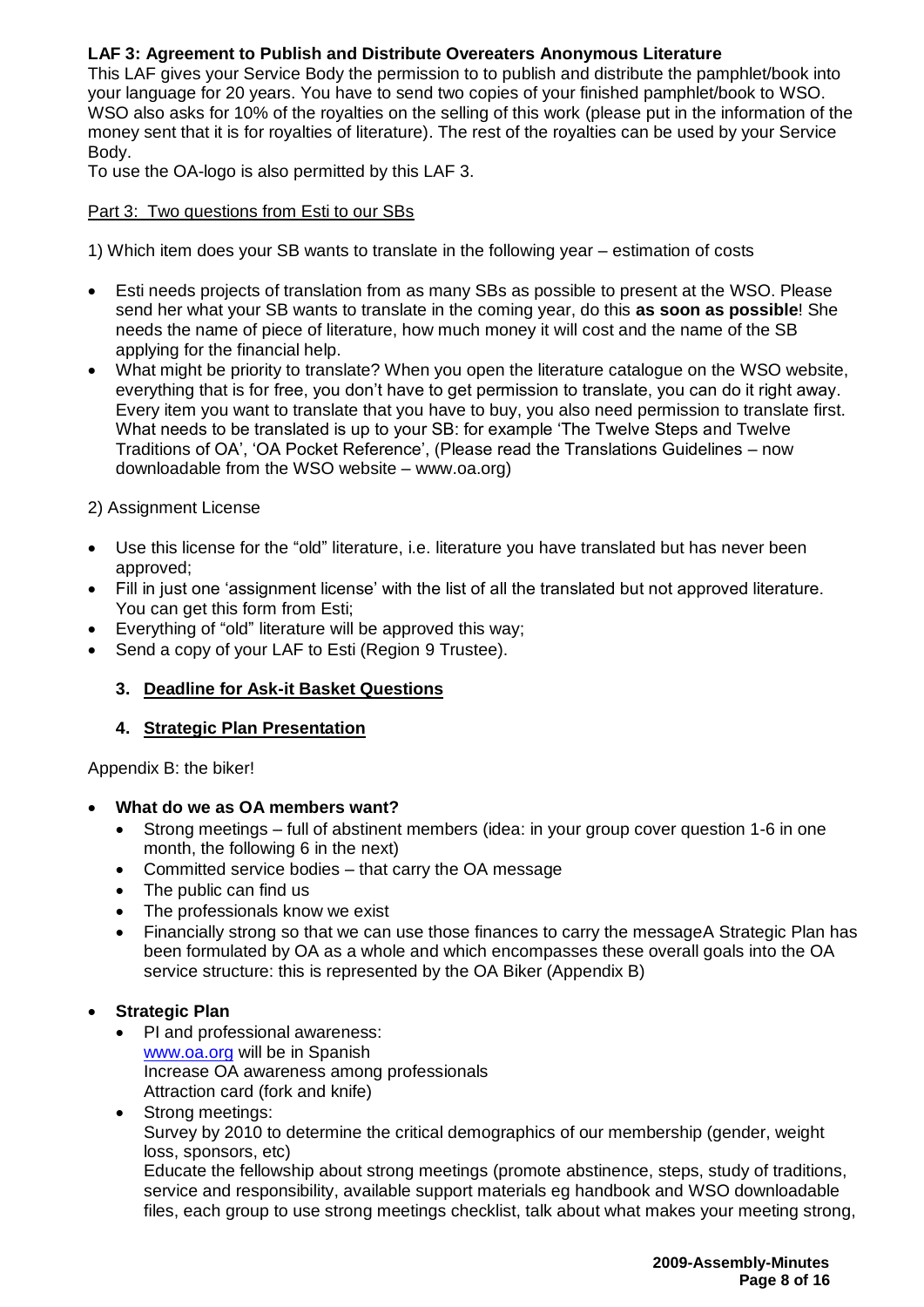**LAF 3: Agreement to Publish and Distribute Overeaters Anonymous Literature**
This LAF gives your Service Body the permission to to publish and distribute the pamphlet/book into your language for 20 years. You have to send two copies of your finished pamphlet/book to WSO. WSO also asks for 10% of the royalties on the selling of this work (please put in the information of the money sent that it is for royalties of literature). The rest of the royalties can be used by your Service Body.
To use the OA-logo is also permitted by this LAF 3.

Part 3: Two questions from Esti to our SBs

1) Which item does your SB wants to translate in the following year – estimation of costs

- Esti needs projects of translation from as many SBs as possible to present at the WSO. Please send her what your SB wants to translate in the coming year, do this **as soon as possible**! She needs the name of piece of literature, how much money it will cost and the name of the SB applying for the financial help.
- What might be priority to translate? When you open the literature catalogue on the WSO website, everything that is for free, you don't have to get permission to translate, you can do it right away. Every item you want to translate that you have to buy, you also need permission to translate first. What needs to be translated is up to your SB: for example 'The Twelve Steps and Twelve Traditions of OA', 'OA Pocket Reference', (Please read the Translations Guidelines – now downloadable from the WSO website – www.oa.org)

2) Assignment License

- Use this license for the "old" literature, i.e. literature you have translated but has never been approved;
- Fill in just one 'assignment license' with the list of all the translated but not approved literature. You can get this form from Esti;
- Everything of "old" literature will be approved this way;
- Send a copy of your LAF to Esti (Region 9 Trustee).

3. **Deadline for Ask-it Basket Questions**

4. **Strategic Plan Presentation**

Appendix B: the biker!

- **What do we as OA members want?**
  - Strong meetings – full of abstinent members (idea: in your group cover question 1-6 in one month, the following 6 in the next)
  - Committed service bodies – that carry the OA message
  - The public can find us
  - The professionals know we exist
  - Financially strong so that we can use those finances to carry the messageA Strategic Plan has been formulated by OA as a whole and which encompasses these overall goals into the OA service structure: this is represented by the OA Biker (Appendix B)

- **Strategic Plan**
  - PI and professional awareness:
    www.oa.org will be in Spanish
    Increase OA awareness among professionals
    Attraction card (fork and knife)
  - Strong meetings:
    Survey by 2010 to determine the critical demographics of our membership (gender, weight loss, sponsors, etc)
    Educate the fellowship about strong meetings (promote abstinence, steps, study of traditions, service and responsibility, available support materials eg handbook and WSO downloadable files, each group to use strong meetings checklist, talk about what makes your meeting strong,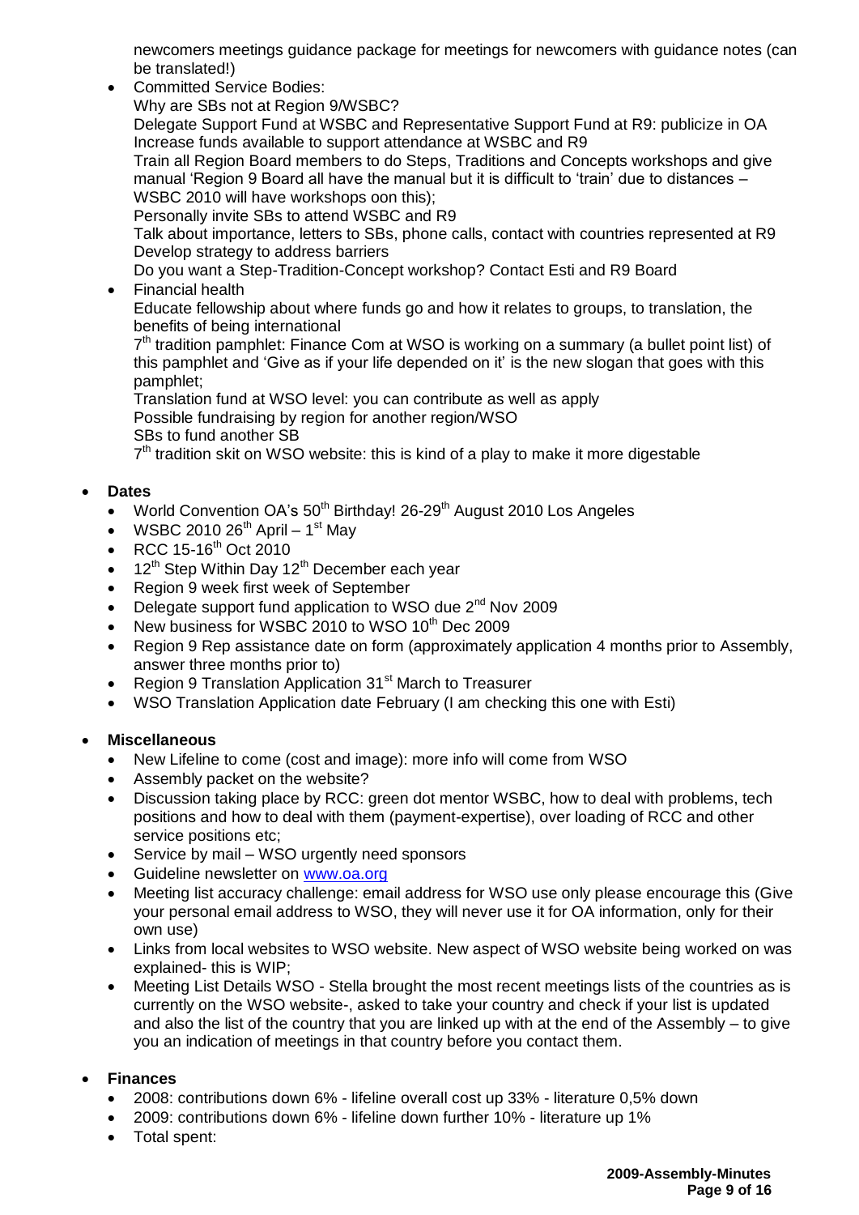newcomers meetings guidance package for meetings for newcomers with guidance notes (can be translated!)

- Committed Service Bodies:
  Why are SBs not at Region 9/WSBC?
  Delegate Support Fund at WSBC and Representative Support Fund at R9: publicize in OA
  Increase funds available to support attendance at WSBC and R9
  Train all Region Board members to do Steps, Traditions and Concepts workshops and give manual 'Region 9 Board all have the manual but it is difficult to 'train' due to distances – WSBC 2010 will have workshops oon this);
  Personally invite SBs to attend WSBC and R9
  Talk about importance, letters to SBs, phone calls, contact with countries represented at R9
  Develop strategy to address barriers
  Do you want a Step-Tradition-Concept workshop? Contact Esti and R9 Board
- Financial health
  Educate fellowship about where funds go and how it relates to groups, to translation, the benefits of being international
  7th tradition pamphlet: Finance Com at WSO is working on a summary (a bullet point list) of this pamphlet and 'Give as if your life depended on it' is the new slogan that goes with this pamphlet;
  Translation fund at WSO level: you can contribute as well as apply
  Possible fundraising by region for another region/WSO
  SBs to fund another SB
  7th tradition skit on WSO website: this is kind of a play to make it more digestable

- **Dates**
  - World Convention OA's 50th Birthday! 26-29th August 2010 Los Angeles
  - WSBC 2010 26th April – 1st May
  - RCC 15-16th Oct 2010
  - 12th Step Within Day 12th December each year
  - Region 9 week first week of September
  - Delegate support fund application to WSO due 2nd Nov 2009
  - New business for WSBC 2010 to WSO 10th Dec 2009
  - Region 9 Rep assistance date on form (approximately application 4 months prior to Assembly, answer three months prior to)
  - Region 9 Translation Application 31st March to Treasurer
  - WSO Translation Application date February (I am checking this one with Esti)

- **Miscellaneous**
  - New Lifeline to come (cost and image): more info will come from WSO
  - Assembly packet on the website?
  - Discussion taking place by RCC: green dot mentor WSBC, how to deal with problems, tech positions and how to deal with them (payment-expertise), over loading of RCC and other service positions etc;
  - Service by mail – WSO urgently need sponsors
  - Guideline newsletter on www.oa.org
  - Meeting list accuracy challenge: email address for WSO use only please encourage this (Give your personal email address to WSO, they will never use it for OA information, only for their own use)
  - Links from local websites to WSO website. New aspect of WSO website being worked on was explained- this is WIP;
  - Meeting List Details WSO - Stella brought the most recent meetings lists of the countries as is currently on the WSO website-, asked to take your country and check if your list is updated and also the list of the country that you are linked up with at the end of the Assembly – to give you an indication of meetings in that country before you contact them.

- **Finances**
  - 2008: contributions down 6% - lifeline overall cost up 33% - literature 0,5% down
  - 2009: contributions down 6% - lifeline down further 10% - literature up 1%
  - Total spent: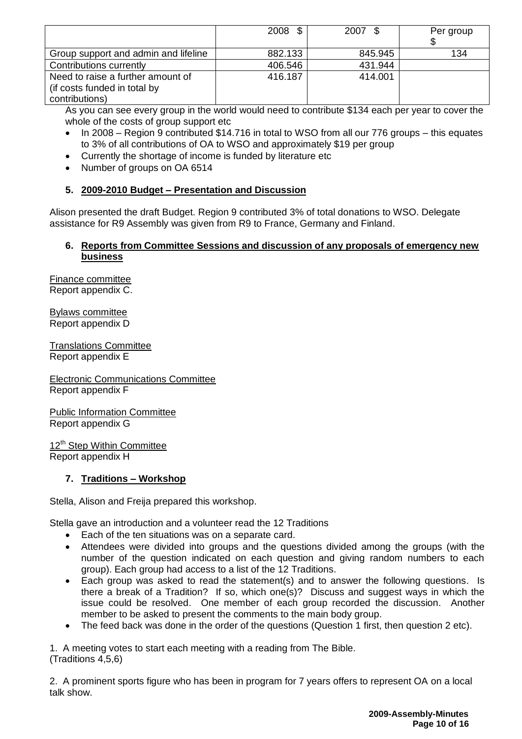| | 2008 $ | 2007 $ | Per group $ |
|---|---|---|---|
| Group support and admin and lifeline | 882.133 | 845.945 | 134 |
| Contributions currently | 406.546 | 431.944 | |
| Need to raise a further amount of (if costs funded in total by contributions) | 416.187 | 414.001 | |

As you can see every group in the world would need to contribute $134 each per year to cover the whole of the costs of group support etc

- In 2008 – Region 9 contributed $14.716 in total to WSO from all our 776 groups – this equates to 3% of all contributions of OA to WSO and approximately $19 per group
- Currently the shortage of income is funded by literature etc
- Number of groups on OA 6514

### 5. 2009-2010 Budget – Presentation and Discussion

Alison presented the draft Budget. Region 9 contributed 3% of total donations to WSO. Delegate assistance for R9 Assembly was given from R9 to France, Germany and Finland.

### 6. Reports from Committee Sessions and discussion of any proposals of emergency new business

Finance committee
Report appendix C.

Bylaws committee
Report appendix D

Translations Committee
Report appendix E

Electronic Communications Committee
Report appendix F

Public Information Committee
Report appendix G

12th Step Within Committee
Report appendix H

### 7. Traditions – Workshop

Stella, Alison and Freija prepared this workshop.

Stella gave an introduction and a volunteer read the 12 Traditions

- Each of the ten situations was on a separate card.
- Attendees were divided into groups and the questions divided among the groups (with the number of the question indicated on each question and giving random numbers to each group). Each group had access to a list of the 12 Traditions.
- Each group was asked to read the statement(s) and to answer the following questions. Is there a break of a Tradition? If so, which one(s)? Discuss and suggest ways in which the issue could be resolved. One member of each group recorded the discussion. Another member to be asked to present the comments to the main body group.
- The feed back was done in the order of the questions (Question 1 first, then question 2 etc).

1. A meeting votes to start each meeting with a reading from The Bible.
(Traditions 4,5,6)

2. A prominent sports figure who has been in program for 7 years offers to represent OA on a local talk show.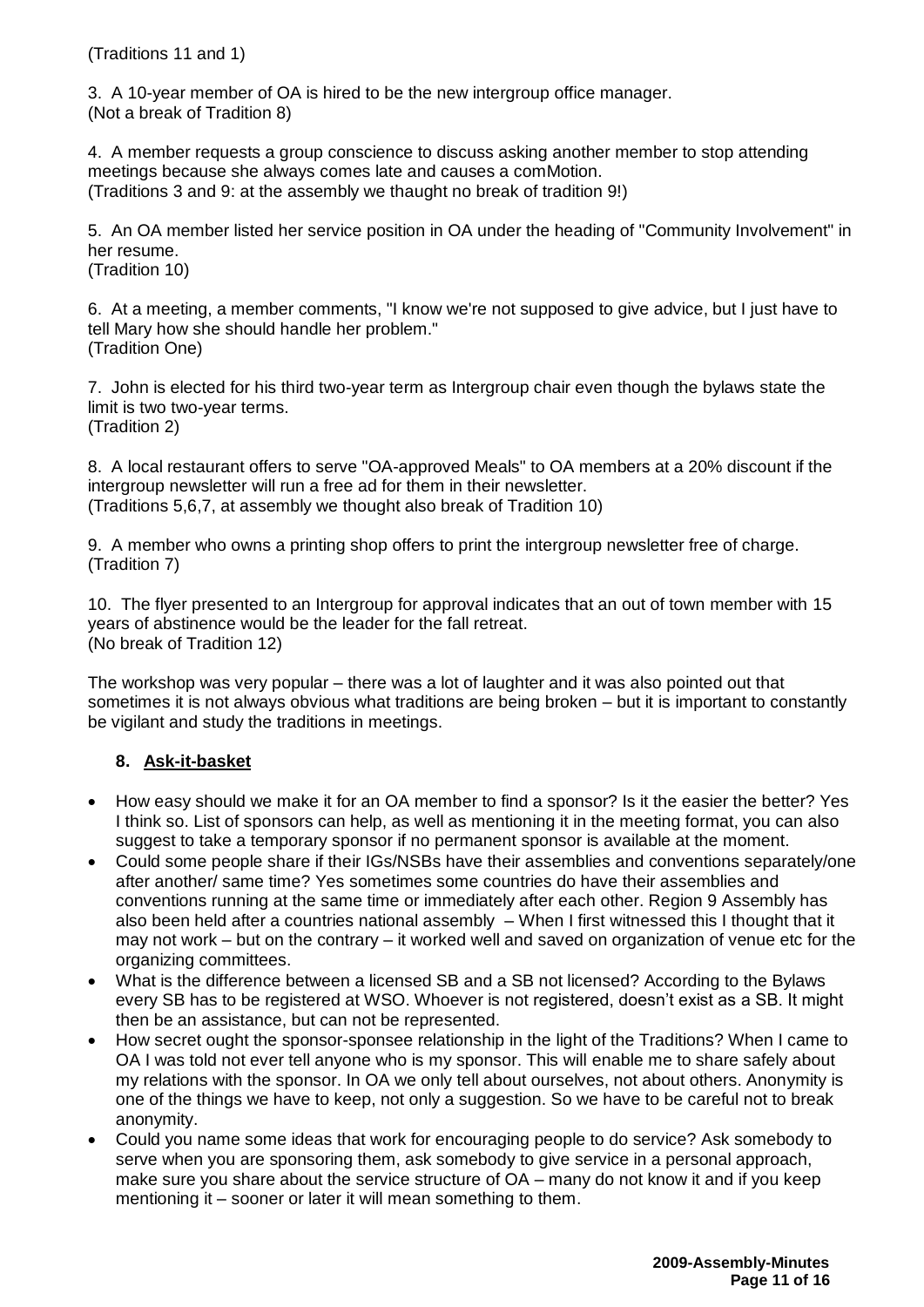(Traditions 11 and 1)

3. A 10-year member of OA is hired to be the new intergroup office manager.
(Not a break of Tradition 8)

4. A member requests a group conscience to discuss asking another member to stop attending meetings because she always comes late and causes a comMotion.
(Traditions 3 and 9: at the assembly we thaught no break of tradition 9!)

5. An OA member listed her service position in OA under the heading of "Community Involvement" in her resume.
(Tradition 10)

6. At a meeting, a member comments, "I know we're not supposed to give advice, but I just have to tell Mary how she should handle her problem."
(Tradition One)

7. John is elected for his third two-year term as Intergroup chair even though the bylaws state the limit is two two-year terms.
(Tradition 2)

8. A local restaurant offers to serve "OA-approved Meals" to OA members at a 20% discount if the intergroup newsletter will run a free ad for them in their newsletter.
(Traditions 5,6,7, at assembly we thought also break of Tradition 10)

9. A member who owns a printing shop offers to print the intergroup newsletter free of charge.
(Tradition 7)

10. The flyer presented to an Intergroup for approval indicates that an out of town member with 15 years of abstinence would be the leader for the fall retreat.
(No break of Tradition 12)

The workshop was very popular – there was a lot of laughter and it was also pointed out that sometimes it is not always obvious what traditions are being broken – but it is important to constantly be vigilant and study the traditions in meetings.

### 8. Ask-it-basket

- How easy should we make it for an OA member to find a sponsor? Is it the easier the better? Yes I think so. List of sponsors can help, as well as mentioning it in the meeting format, you can also suggest to take a temporary sponsor if no permanent sponsor is available at the moment.
- Could some people share if their IGs/NSBs have their assemblies and conventions separately/one after another/ same time? Yes sometimes some countries do have their assemblies and conventions running at the same time or immediately after each other. Region 9 Assembly has also been held after a countries national assembly – When I first witnessed this I thought that it may not work – but on the contrary – it worked well and saved on organization of venue etc for the organizing committees.
- What is the difference between a licensed SB and a SB not licensed? According to the Bylaws every SB has to be registered at WSO. Whoever is not registered, doesn't exist as a SB. It might then be an assistance, but can not be represented.
- How secret ought the sponsor-sponsee relationship in the light of the Traditions? When I came to OA I was told not ever tell anyone who is my sponsor. This will enable me to share safely about my relations with the sponsor. In OA we only tell about ourselves, not about others. Anonymity is one of the things we have to keep, not only a suggestion. So we have to be careful not to break anonymity.
- Could you name some ideas that work for encouraging people to do service? Ask somebody to serve when you are sponsoring them, ask somebody to give service in a personal approach, make sure you share about the service structure of OA – many do not know it and if you keep mentioning it – sooner or later it will mean something to them.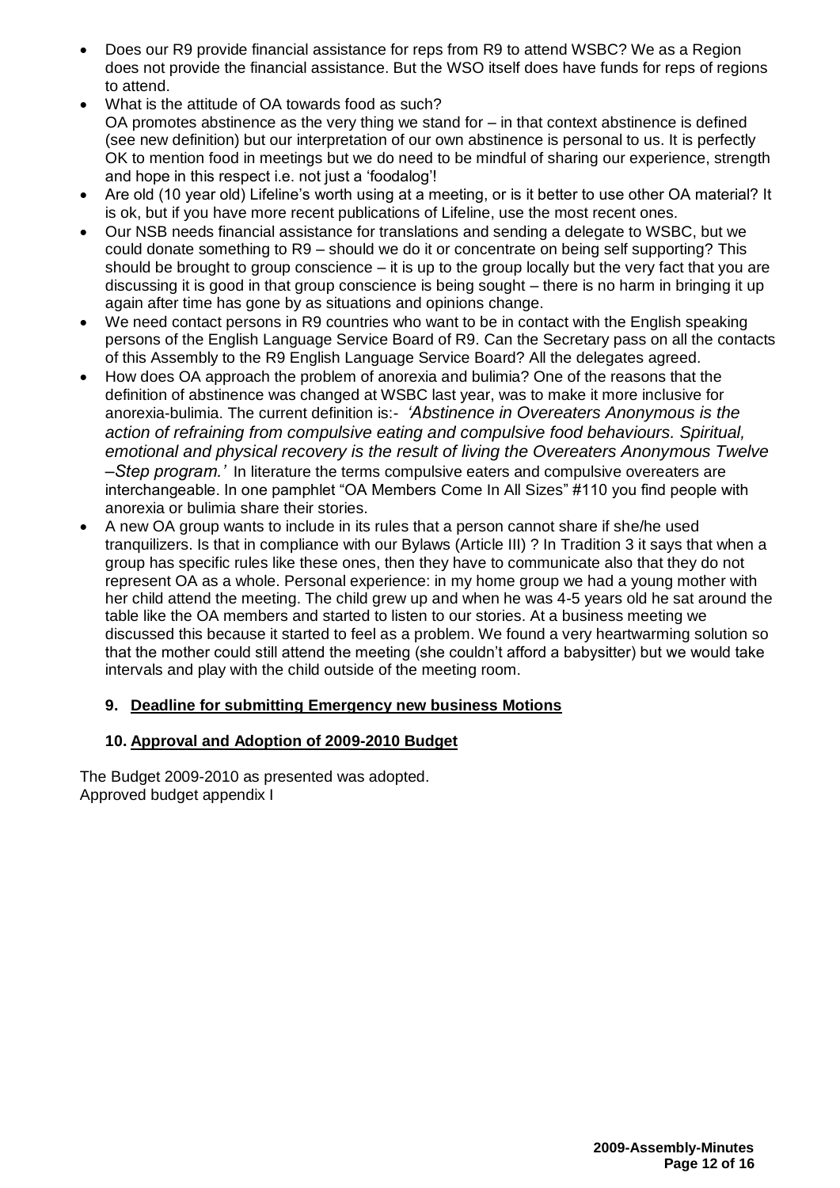- Does our R9 provide financial assistance for reps from R9 to attend WSBC? We as a Region does not provide the financial assistance. But the WSO itself does have funds for reps of regions to attend.
- What is the attitude of OA towards food as such?
  OA promotes abstinence as the very thing we stand for – in that context abstinence is defined (see new definition) but our interpretation of our own abstinence is personal to us. It is perfectly OK to mention food in meetings but we do need to be mindful of sharing our experience, strength and hope in this respect i.e. not just a 'foodalog'!
- Are old (10 year old) Lifeline's worth using at a meeting, or is it better to use other OA material? It is ok, but if you have more recent publications of Lifeline, use the most recent ones.
- Our NSB needs financial assistance for translations and sending a delegate to WSBC, but we could donate something to R9 – should we do it or concentrate on being self supporting? This should be brought to group conscience – it is up to the group locally but the very fact that you are discussing it is good in that group conscience is being sought – there is no harm in bringing it up again after time has gone by as situations and opinions change.
- We need contact persons in R9 countries who want to be in contact with the English speaking persons of the English Language Service Board of R9. Can the Secretary pass on all the contacts of this Assembly to the R9 English Language Service Board? All the delegates agreed.
- How does OA approach the problem of anorexia and bulimia? One of the reasons that the definition of abstinence was changed at WSBC last year, was to make it more inclusive for anorexia-bulimia. The current definition is:- *'Abstinence in Overeaters Anonymous is the action of refraining from compulsive eating and compulsive food behaviours. Spiritual, emotional and physical recovery is the result of living the Overeaters Anonymous Twelve –Step program.'* In literature the terms compulsive eaters and compulsive overeaters are interchangeable. In one pamphlet "OA Members Come In All Sizes" #110 you find people with anorexia or bulimia share their stories.
- A new OA group wants to include in its rules that a person cannot share if she/he used tranquilizers. Is that in compliance with our Bylaws (Article III) ? In Tradition 3 it says that when a group has specific rules like these ones, then they have to communicate also that they do not represent OA as a whole. Personal experience: in my home group we had a young mother with her child attend the meeting. The child grew up and when he was 4-5 years old he sat around the table like the OA members and started to listen to our stories. At a business meeting we discussed this because it started to feel as a problem. We found a very heartwarming solution so that the mother could still attend the meeting (she couldn't afford a babysitter) but we would take intervals and play with the child outside of the meeting room.

### 9. Deadline for submitting Emergency new business Motions

### 10. Approval and Adoption of 2009-2010 Budget

The Budget 2009-2010 as presented was adopted.
Approved budget appendix I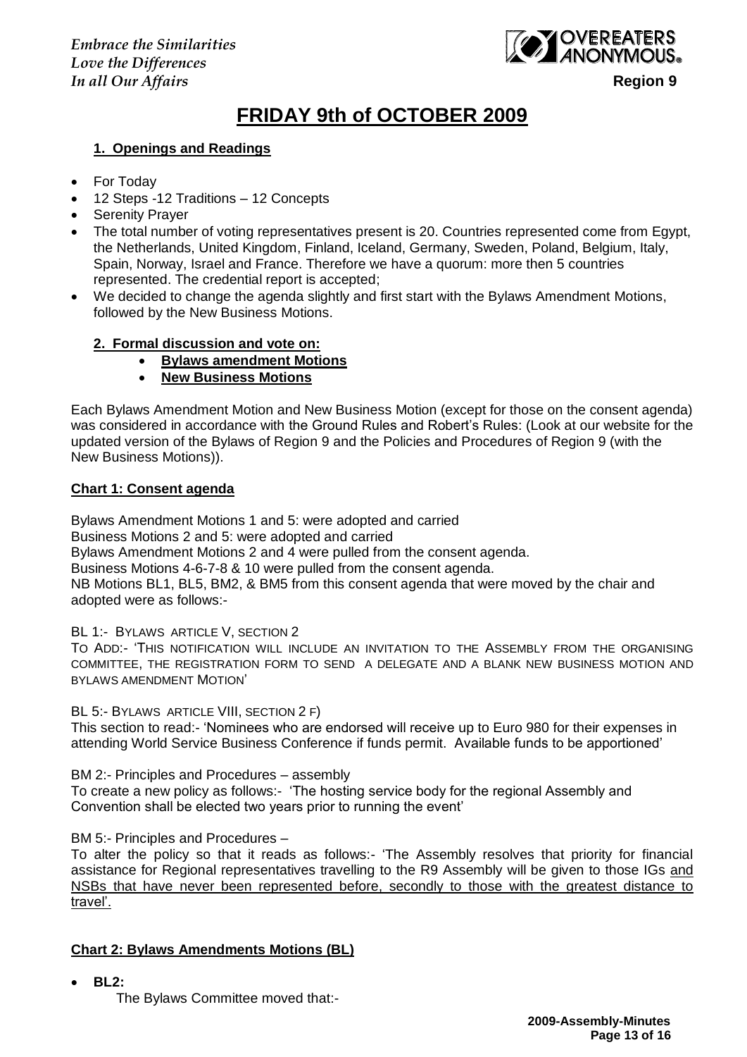*Embrace the Similarities*
*Love the Differences*
*In all Our Affairs*

**Region 9**

# FRIDAY 9th of OCTOBER 2009

### 1. Openings and Readings

- For Today
- 12 Steps -12 Traditions – 12 Concepts
- Serenity Prayer
- The total number of voting representatives present is 20. Countries represented come from Egypt, the Netherlands, United Kingdom, Finland, Iceland, Germany, Sweden, Poland, Belgium, Italy, Spain, Norway, Israel and France. Therefore we have a quorum: more then 5 countries represented. The credential report is accepted;
- We decided to change the agenda slightly and first start with the Bylaws Amendment Motions, followed by the New Business Motions.

### 2. Formal discussion and vote on:

- **Bylaws amendment Motions**
- **New Business Motions**

Each Bylaws Amendment Motion and New Business Motion (except for those on the consent agenda) was considered in accordance with the Ground Rules and Robert's Rules: (Look at our website for the updated version of the Bylaws of Region 9 and the Policies and Procedures of Region 9 (with the New Business Motions)).

**Chart 1: Consent agenda**

Bylaws Amendment Motions 1 and 5: were adopted and carried
Business Motions 2 and 5: were adopted and carried
Bylaws Amendment Motions 2 and 4 were pulled from the consent agenda.
Business Motions 4-6-7-8 & 10 were pulled from the consent agenda.
NB Motions BL1, BL5, BM2, & BM5 from this consent agenda that were moved by the chair and adopted were as follows:-

BL 1:- BYLAWS ARTICLE V, SECTION 2
TO ADD:- 'THIS NOTIFICATION WILL INCLUDE AN INVITATION TO THE ASSEMBLY FROM THE ORGANISING COMMITTEE, THE REGISTRATION FORM TO SEND A DELEGATE AND A BLANK NEW BUSINESS MOTION AND BYLAWS AMENDMENT MOTION'

BL 5:- BYLAWS ARTICLE VIII, SECTION 2 F)
This section to read:- 'Nominees who are endorsed will receive up to Euro 980 for their expenses in attending World Service Business Conference if funds permit. Available funds to be apportioned'

BM 2:- Principles and Procedures – assembly
To create a new policy as follows:- 'The hosting service body for the regional Assembly and Convention shall be elected two years prior to running the event'

BM 5:- Principles and Procedures –
To alter the policy so that it reads as follows:- 'The Assembly resolves that priority for financial assistance for Regional representatives travelling to the R9 Assembly will be given to those IGs <u>and NSBs that have never been represented before, secondly to those with the greatest distance to travel'.</u>

**Chart 2: Bylaws Amendments Motions (BL)**

- **BL2:**
  The Bylaws Committee moved that:-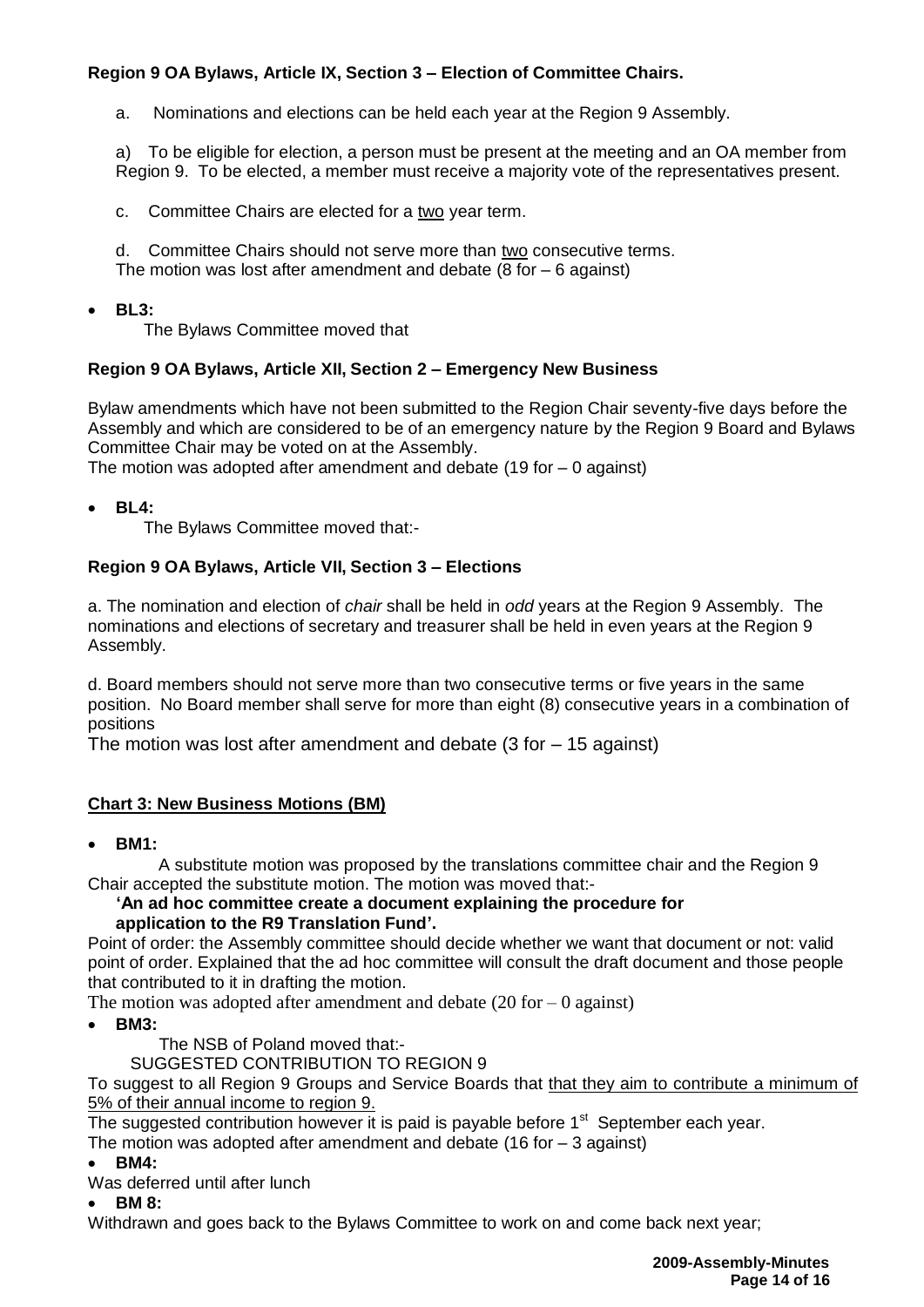**Region 9 OA Bylaws, Article IX, Section 3 – Election of Committee Chairs.**

a. Nominations and elections can be held each year at the Region 9 Assembly.

a) To be eligible for election, a person must be present at the meeting and an OA member from Region 9. To be elected, a member must receive a majority vote of the representatives present.

c. Committee Chairs are elected for a two year term.

d. Committee Chairs should not serve more than two consecutive terms.
The motion was lost after amendment and debate (8 for – 6 against)

- **BL3:**
  The Bylaws Committee moved that

**Region 9 OA Bylaws, Article XII, Section 2 – Emergency New Business**

Bylaw amendments which have not been submitted to the Region Chair seventy-five days before the Assembly and which are considered to be of an emergency nature by the Region 9 Board and Bylaws Committee Chair may be voted on at the Assembly.
The motion was adopted after amendment and debate (19 for – 0 against)

- **BL4:**
  The Bylaws Committee moved that:-

**Region 9 OA Bylaws, Article VII, Section 3 – Elections**

a. The nomination and election of *chair* shall be held in *odd* years at the Region 9 Assembly. The nominations and elections of secretary and treasurer shall be held in even years at the Region 9 Assembly.

d. Board members should not serve more than two consecutive terms or five years in the same position. No Board member shall serve for more than eight (8) consecutive years in a combination of positions

The motion was lost after amendment and debate (3 for – 15 against)

**Chart 3: New Business Motions (BM)**

- **BM1:**
  A substitute motion was proposed by the translations committee chair and the Region 9 Chair accepted the substitute motion. The motion was moved that:-
  **'An ad hoc committee create a document explaining the procedure for application to the R9 Translation Fund'.**

Point of order: the Assembly committee should decide whether we want that document or not: valid point of order. Explained that the ad hoc committee will consult the draft document and those people that contributed to it in drafting the motion.
The motion was adopted after amendment and debate (20 for – 0 against)

- **BM3:**
  The NSB of Poland moved that:-
  SUGGESTED CONTRIBUTION TO REGION 9

To suggest to all Region 9 Groups and Service Boards that that they aim to contribute a minimum of 5% of their annual income to region 9.
The suggested contribution however it is paid is payable before 1st September each year.
The motion was adopted after amendment and debate (16 for – 3 against)

- **BM4:**

Was deferred until after lunch

- **BM 8:**

Withdrawn and goes back to the Bylaws Committee to work on and come back next year;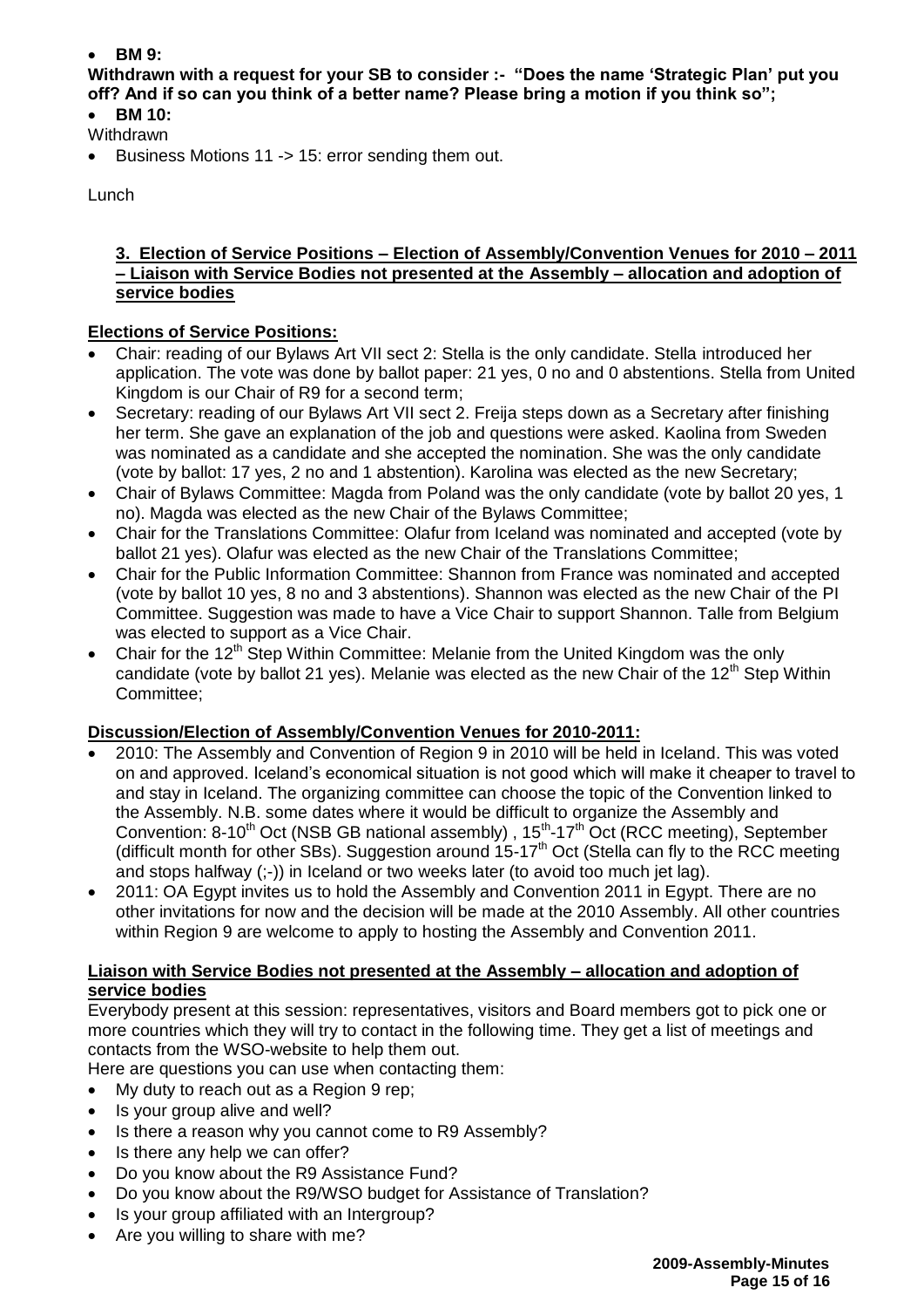- **BM 9:**

**Withdrawn with a request for your SB to consider :- "Does the name 'Strategic Plan' put you off? And if so can you think of a better name? Please bring a motion if you think so";**

- **BM 10:**

Withdrawn

- Business Motions 11 -> 15: error sending them out.

Lunch

### **3. Election of Service Positions – Election of Assembly/Convention Venues for 2010 – 2011 – Liaison with Service Bodies not presented at the Assembly – allocation and adoption of service bodies**

**Elections of Service Positions:**

- Chair: reading of our Bylaws Art VII sect 2: Stella is the only candidate. Stella introduced her application. The vote was done by ballot paper: 21 yes, 0 no and 0 abstentions. Stella from United Kingdom is our Chair of R9 for a second term;
- Secretary: reading of our Bylaws Art VII sect 2. Freija steps down as a Secretary after finishing her term. She gave an explanation of the job and questions were asked. Kaolina from Sweden was nominated as a candidate and she accepted the nomination. She was the only candidate (vote by ballot: 17 yes, 2 no and 1 abstention). Karolina was elected as the new Secretary;
- Chair of Bylaws Committee: Magda from Poland was the only candidate (vote by ballot 20 yes, 1 no). Magda was elected as the new Chair of the Bylaws Committee;
- Chair for the Translations Committee: Olafur from Iceland was nominated and accepted (vote by ballot 21 yes). Olafur was elected as the new Chair of the Translations Committee;
- Chair for the Public Information Committee: Shannon from France was nominated and accepted (vote by ballot 10 yes, 8 no and 3 abstentions). Shannon was elected as the new Chair of the PI Committee. Suggestion was made to have a Vice Chair to support Shannon. Talle from Belgium was elected to support as a Vice Chair.
- Chair for the 12th Step Within Committee: Melanie from the United Kingdom was the only candidate (vote by ballot 21 yes). Melanie was elected as the new Chair of the 12th Step Within Committee;

**Discussion/Election of Assembly/Convention Venues for 2010-2011:**

- 2010: The Assembly and Convention of Region 9 in 2010 will be held in Iceland. This was voted on and approved. Iceland's economical situation is not good which will make it cheaper to travel to and stay in Iceland. The organizing committee can choose the topic of the Convention linked to the Assembly. N.B. some dates where it would be difficult to organize the Assembly and Convention: 8-10th Oct (NSB GB national assembly) , 15th-17th Oct (RCC meeting), September (difficult month for other SBs). Suggestion around 15-17th Oct (Stella can fly to the RCC meeting and stops halfway (;-)) in Iceland or two weeks later (to avoid too much jet lag).
- 2011: OA Egypt invites us to hold the Assembly and Convention 2011 in Egypt. There are no other invitations for now and the decision will be made at the 2010 Assembly. All other countries within Region 9 are welcome to apply to hosting the Assembly and Convention 2011.

**Liaison with Service Bodies not presented at the Assembly – allocation and adoption of service bodies**

Everybody present at this session: representatives, visitors and Board members got to pick one or more countries which they will try to contact in the following time. They get a list of meetings and contacts from the WSO-website to help them out.

Here are questions you can use when contacting them:

- My duty to reach out as a Region 9 rep;
- Is your group alive and well?
- Is there a reason why you cannot come to R9 Assembly?
- Is there any help we can offer?
- Do you know about the R9 Assistance Fund?
- Do you know about the R9/WSO budget for Assistance of Translation?
- Is your group affiliated with an Intergroup?
- Are you willing to share with me?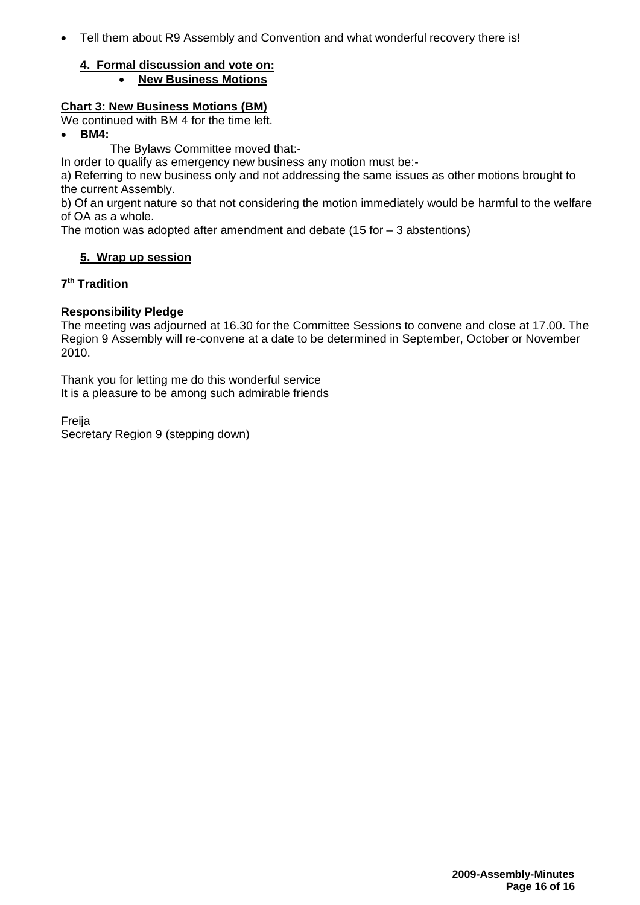- Tell them about R9 Assembly and Convention and what wonderful recovery there is!

### 4. Formal discussion and vote on:

- **New Business Motions**

**Chart 3: New Business Motions (BM)**

We continued with BM 4 for the time left.

- **BM4:**

The Bylaws Committee moved that:-

In order to qualify as emergency new business any motion must be:-

a) Referring to new business only and not addressing the same issues as other motions brought to the current Assembly.

b) Of an urgent nature so that not considering the motion immediately would be harmful to the welfare of OA as a whole.

The motion was adopted after amendment and debate (15 for – 3 abstentions)

### 5. Wrap up session

**7th Tradition**

**Responsibility Pledge**

The meeting was adjourned at 16.30 for the Committee Sessions to convene and close at 17.00. The Region 9 Assembly will re-convene at a date to be determined in September, October or November 2010.

Thank you for letting me do this wonderful service
It is a pleasure to be among such admirable friends

Freija
Secretary Region 9 (stepping down)